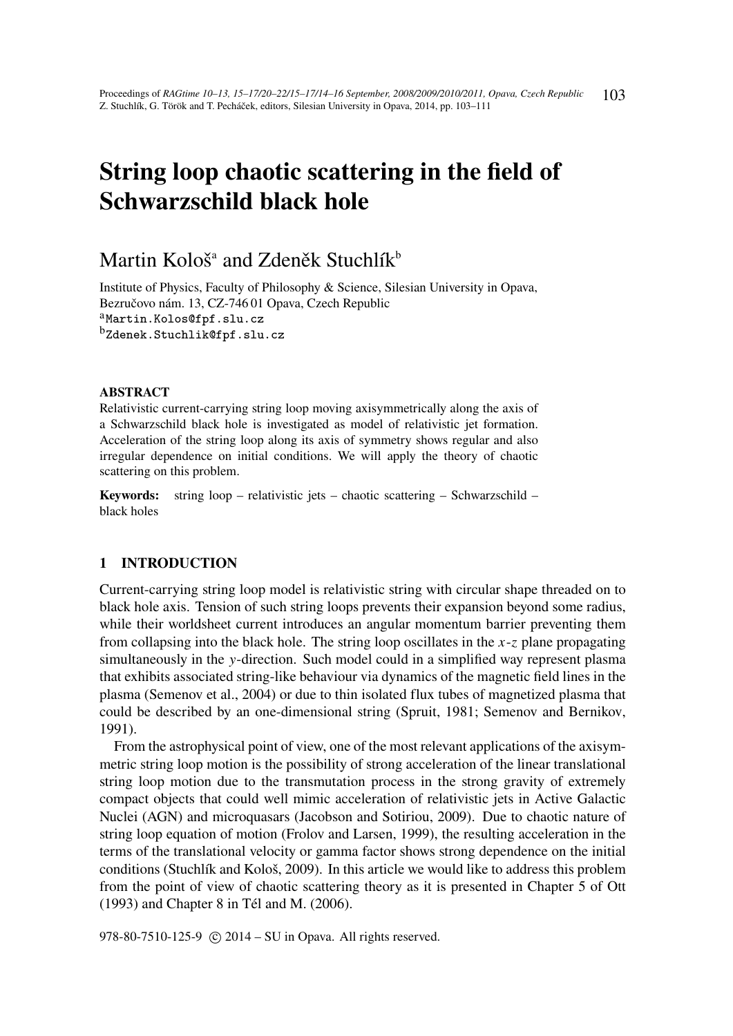# String loop chaotic scattering in the field of Schwarzschild black hole

Martin Kološ[a] and Zdeněk Stuchlík[b]

Institute of Physics, Faculty of Philosophy & Science, Silesian University in Opava, Bezručovo nám. 13, CZ-746 01 Opava, Czech Republic
[a]Martin.Kolos@fpf.slu.cz
[b]Zdenek.Stuchlik@fpf.slu.cz

## ABSTRACT

Relativistic current-carrying string loop moving axisymmetrically along the axis of a Schwarzschild black hole is investigated as model of relativistic jet formation. Acceleration of the string loop along its axis of symmetry shows regular and also irregular dependence on initial conditions. We will apply the theory of chaotic scattering on this problem.

**Keywords:** string loop – relativistic jets – chaotic scattering – Schwarzschild – black holes

## 1 INTRODUCTION

Current-carrying string loop model is relativistic string with circular shape threaded on to black hole axis. Tension of such string loops prevents their expansion beyond some radius, while their worldsheet current introduces an angular momentum barrier preventing them from collapsing into the black hole. The string loop oscillates in the $x$-$z$ plane propagating simultaneously in the $y$-direction. Such model could in a simplified way represent plasma that exhibits associated string-like behaviour via dynamics of the magnetic field lines in the plasma (Semenov et al., 2004) or due to thin isolated flux tubes of magnetized plasma that could be described by an one-dimensional string (Spruit, 1981; Semenov and Bernikov, 1991).

From the astrophysical point of view, one of the most relevant applications of the axisymmetric string loop motion is the possibility of strong acceleration of the linear translational string loop motion due to the transmutation process in the strong gravity of extremely compact objects that could well mimic acceleration of relativistic jets in Active Galactic Nuclei (AGN) and microquasars (Jacobson and Sotiriou, 2009). Due to chaotic nature of string loop equation of motion (Frolov and Larsen, 1999), the resulting acceleration in the terms of the translational velocity or gamma factor shows strong dependence on the initial conditions (Stuchlík and Kološ, 2009). In this article we would like to address this problem from the point of view of chaotic scattering theory as it is presented in Chapter 5 of Ott (1993) and Chapter 8 in Tél and M. (2006).

978-80-7510-125-9 © 2014 – SU in Opava. All rights reserved.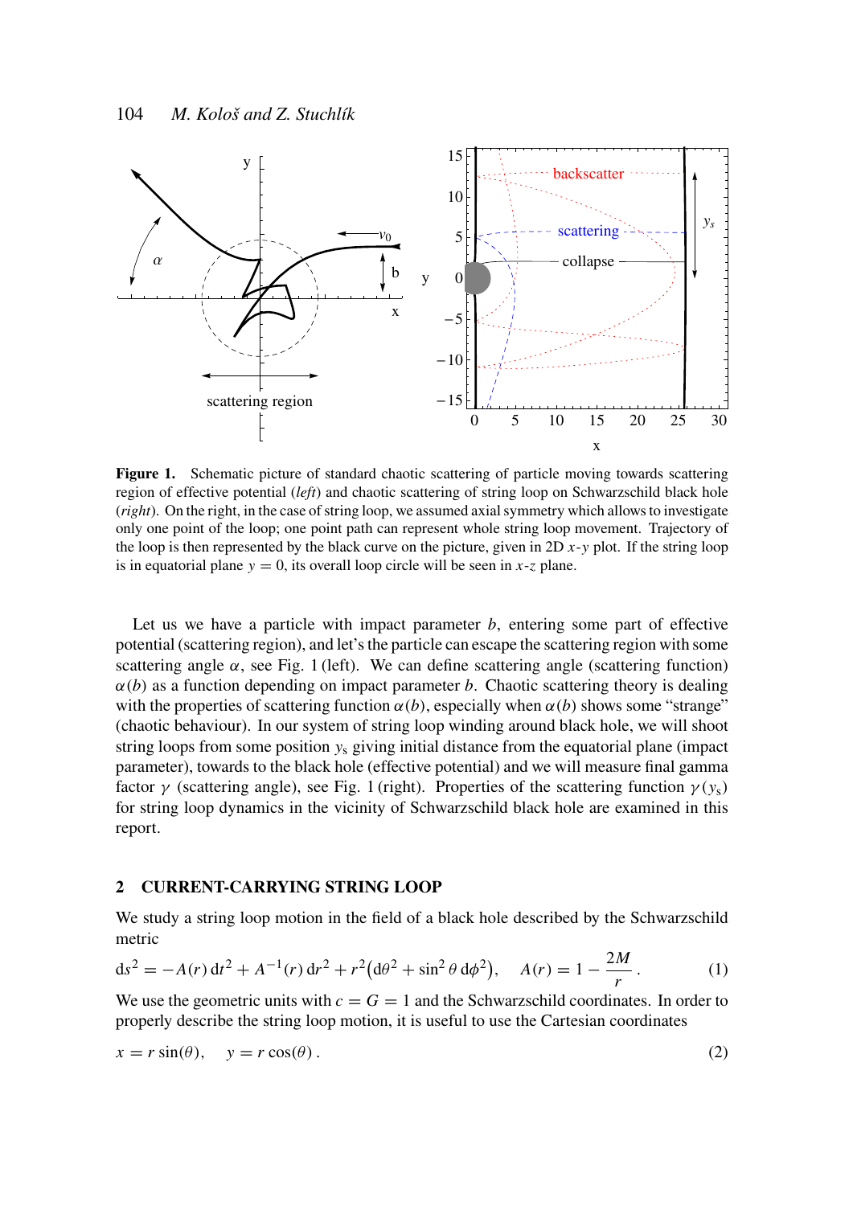**Figure 1.** Schematic picture of standard chaotic scattering of particle moving towards scattering region of effective potential (*left*) and chaotic scattering of string loop on Schwarzschild black hole (*right*). On the right, in the case of string loop, we assumed axial symmetry which allows to investigate only one point of the loop; one point path can represent whole string loop movement. Trajectory of the loop is then represented by the black curve on the picture, given in 2D $x$-$y$ plot. If the string loop is in equatorial plane $y = 0$, its overall loop circle will be seen in $x$-$z$ plane.

Let us we have a particle with impact parameter $b$, entering some part of effective potential (scattering region), and let's the particle can escape the scattering region with some scattering angle $\alpha$, see Fig. 1 (left). We can define scattering angle (scattering function) $\alpha(b)$ as a function depending on impact parameter $b$. Chaotic scattering theory is dealing with the properties of scattering function $\alpha(b)$, especially when $\alpha(b)$ shows some "strange" (chaotic behaviour). In our system of string loop winding around black hole, we will shoot string loops from some position $y_s$ giving initial distance from the equatorial plane (impact parameter), towards to the black hole (effective potential) and we will measure final gamma factor $\gamma$ (scattering angle), see Fig. 1 (right). Properties of the scattering function $\gamma(y_s)$ for string loop dynamics in the vicinity of Schwarzschild black hole are examined in this report.

## 2 CURRENT-CARRYING STRING LOOP

We study a string loop motion in the field of a black hole described by the Schwarzschild metric

$$ds^2 = -A(r)\,dt^2 + A^{-1}(r)\,dr^2 + r^2\left(d\theta^2 + \sin^2\theta\, d\phi^2\right), \quad A(r) = 1 - \frac{2M}{r}. \tag{1}$$

We use the geometric units with $c = G = 1$ and the Schwarzschild coordinates. In order to properly describe the string loop motion, it is useful to use the Cartesian coordinates

$$x = r\sin(\theta), \quad y = r\cos(\theta). \tag{2}$$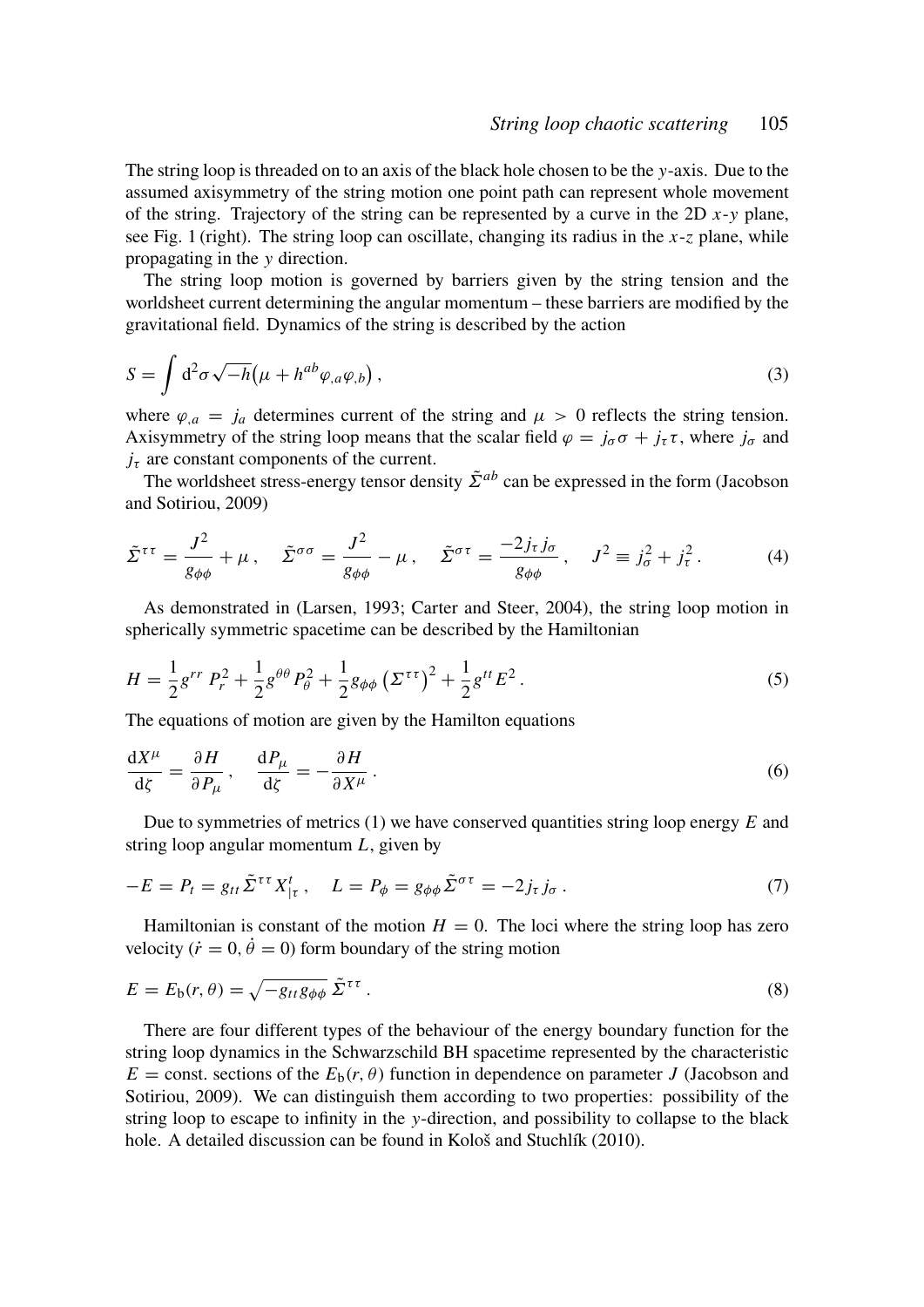The string loop is threaded on to an axis of the black hole chosen to be the $y$-axis. Due to the assumed axisymmetry of the string motion one point path can represent whole movement of the string. Trajectory of the string can be represented by a curve in the 2D $x$-$y$ plane, see Fig. 1 (right). The string loop can oscillate, changing its radius in the $x$-$z$ plane, while propagating in the $y$ direction.

The string loop motion is governed by barriers given by the string tension and the worldsheet current determining the angular momentum – these barriers are modified by the gravitational field. Dynamics of the string is described by the action

$$S = \int \mathrm{d}^2\sigma \sqrt{-h}\big(\mu + h^{ab}\varphi_{,a}\varphi_{,b}\big)\,, \tag{3}$$

where $\varphi_{,a} = j_a$ determines current of the string and $\mu > 0$ reflects the string tension. Axisymmetry of the string loop means that the scalar field $\varphi = j_\sigma \sigma + j_\tau \tau$, where $j_\sigma$ and $j_\tau$ are constant components of the current.

The worldsheet stress-energy tensor density $\tilde{\Sigma}^{ab}$ can be expressed in the form (Jacobson and Sotiriou, 2009)

$$\tilde{\Sigma}^{\tau\tau} = \frac{J^2}{g_{\phi\phi}} + \mu\,, \quad \tilde{\Sigma}^{\sigma\sigma} = \frac{J^2}{g_{\phi\phi}} - \mu\,, \quad \tilde{\Sigma}^{\sigma\tau} = \frac{-2 j_\tau j_\sigma}{g_{\phi\phi}}\,, \quad J^2 \equiv j_\sigma^2 + j_\tau^2\,. \tag{4}$$

As demonstrated in (Larsen, 1993; Carter and Steer, 2004), the string loop motion in spherically symmetric spacetime can be described by the Hamiltonian

$$H = \frac{1}{2} g^{rr}\, P_r^2 + \frac{1}{2} g^{\theta\theta} P_\theta^2 + \frac{1}{2} g_{\phi\phi}\left(\Sigma^{\tau\tau}\right)^2 + \frac{1}{2} g^{tt} E^2\,. \tag{5}$$

The equations of motion are given by the Hamilton equations

$$\frac{\mathrm{d}X^\mu}{\mathrm{d}\zeta} = \frac{\partial H}{\partial P_\mu}\,, \quad \frac{\mathrm{d}P_\mu}{\mathrm{d}\zeta} = -\frac{\partial H}{\partial X^\mu}\,. \tag{6}$$

Due to symmetries of metrics (1) we have conserved quantities string loop energy $E$ and string loop angular momentum $L$, given by

$$-E = P_t = g_{tt}\tilde{\Sigma}^{\tau\tau} X^t_{|\tau}\,, \quad L = P_\phi = g_{\phi\phi}\tilde{\Sigma}^{\sigma\tau} = -2 j_\tau j_\sigma\,. \tag{7}$$

Hamiltonian is constant of the motion $H = 0$. The loci where the string loop has zero velocity ($\dot{r} = 0, \dot{\theta} = 0$) form boundary of the string motion

$$E = E_\mathrm{b}(r, \theta) = \sqrt{-g_{tt} g_{\phi\phi}}\; \tilde{\Sigma}^{\tau\tau}\,. \tag{8}$$

There are four different types of the behaviour of the energy boundary function for the string loop dynamics in the Schwarzschild BH spacetime represented by the characteristic $E = \text{const.}$ sections of the $E_\mathrm{b}(r, \theta)$ function in dependence on parameter $J$ (Jacobson and Sotiriou, 2009). We can distinguish them according to two properties: possibility of the string loop to escape to infinity in the $y$-direction, and possibility to collapse to the black hole. A detailed discussion can be found in Kološ and Stuchlík (2010).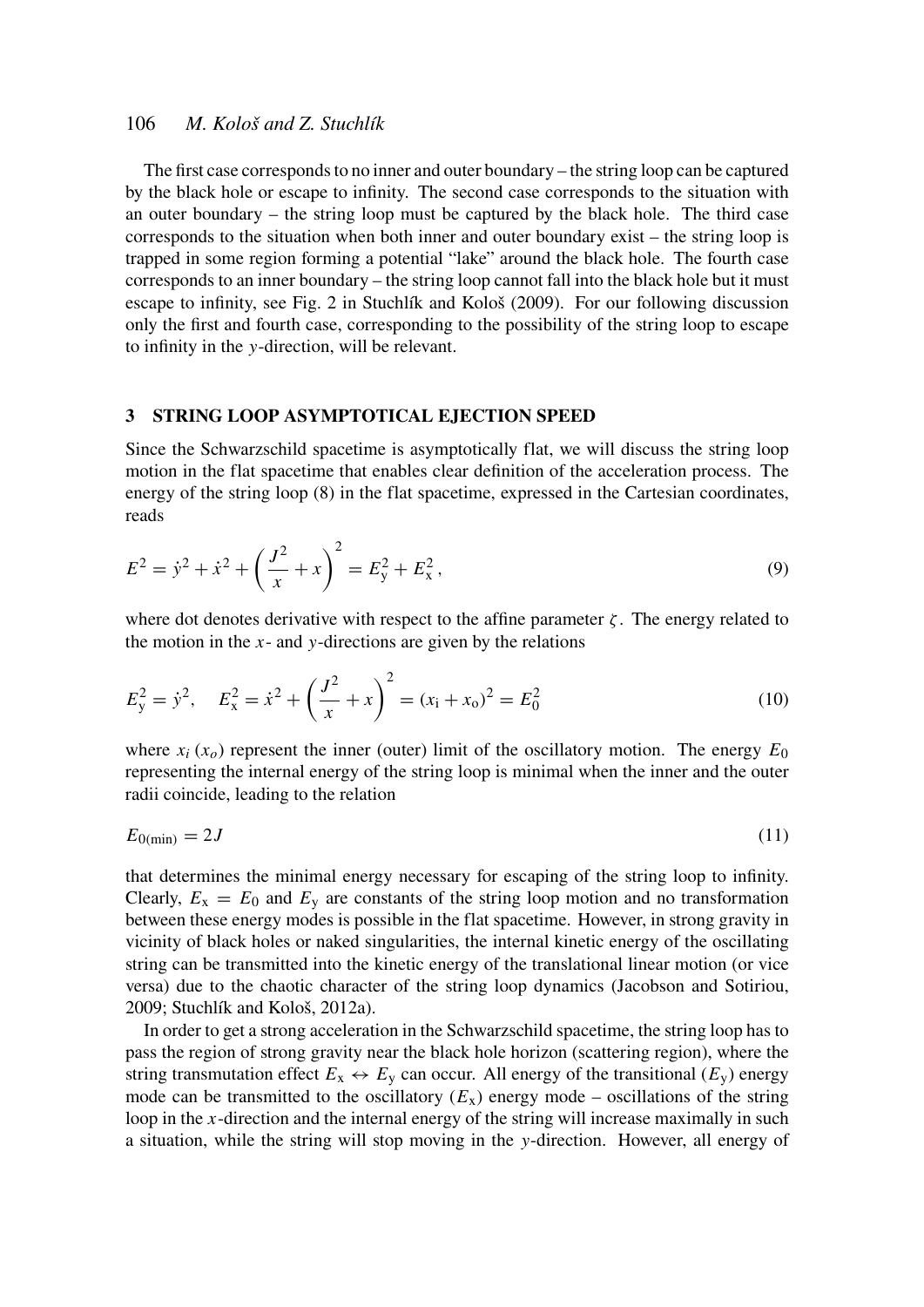The first case corresponds to no inner and outer boundary – the string loop can be captured by the black hole or escape to infinity. The second case corresponds to the situation with an outer boundary – the string loop must be captured by the black hole. The third case corresponds to the situation when both inner and outer boundary exist – the string loop is trapped in some region forming a potential "lake" around the black hole. The fourth case corresponds to an inner boundary – the string loop cannot fall into the black hole but it must escape to infinity, see Fig. 2 in Stuchlík and Kološ (2009). For our following discussion only the first and fourth case, corresponding to the possibility of the string loop to escape to infinity in the $y$-direction, will be relevant.

## 3 STRING LOOP ASYMPTOTICAL EJECTION SPEED

Since the Schwarzschild spacetime is asymptotically flat, we will discuss the string loop motion in the flat spacetime that enables clear definition of the acceleration process. The energy of the string loop (8) in the flat spacetime, expressed in the Cartesian coordinates, reads

$$E^2 = \dot{y}^2 + \dot{x}^2 + \left(\frac{J^2}{x} + x\right)^2 = E_\mathrm{y}^2 + E_\mathrm{x}^2\,, \tag{9}$$

where dot denotes derivative with respect to the affine parameter $\zeta$. The energy related to the motion in the $x$- and $y$-directions are given by the relations

$$E_\mathrm{y}^2 = \dot{y}^2, \quad E_\mathrm{x}^2 = \dot{x}^2 + \left(\frac{J^2}{x} + x\right)^2 = (x_\mathrm{i} + x_\mathrm{o})^2 = E_0^2 \tag{10}$$

where $x_i$ ($x_o$) represent the inner (outer) limit of the oscillatory motion. The energy $E_0$ representing the internal energy of the string loop is minimal when the inner and the outer radii coincide, leading to the relation

$$E_{0(\mathrm{min})} = 2J \tag{11}$$

that determines the minimal energy necessary for escaping of the string loop to infinity. Clearly, $E_\mathrm{x} = E_0$ and $E_\mathrm{y}$ are constants of the string loop motion and no transformation between these energy modes is possible in the flat spacetime. However, in strong gravity in vicinity of black holes or naked singularities, the internal kinetic energy of the oscillating string can be transmitted into the kinetic energy of the translational linear motion (or vice versa) due to the chaotic character of the string loop dynamics (Jacobson and Sotiriou, 2009; Stuchlík and Kološ, 2012a).

In order to get a strong acceleration in the Schwarzschild spacetime, the string loop has to pass the region of strong gravity near the black hole horizon (scattering region), where the string transmutation effect $E_\mathrm{x} \leftrightarrow E_\mathrm{y}$ can occur. All energy of the transitional ($E_\mathrm{y}$) energy mode can be transmitted to the oscillatory ($E_\mathrm{x}$) energy mode – oscillations of the string loop in the $x$-direction and the internal energy of the string will increase maximally in such a situation, while the string will stop moving in the $y$-direction. However, all energy of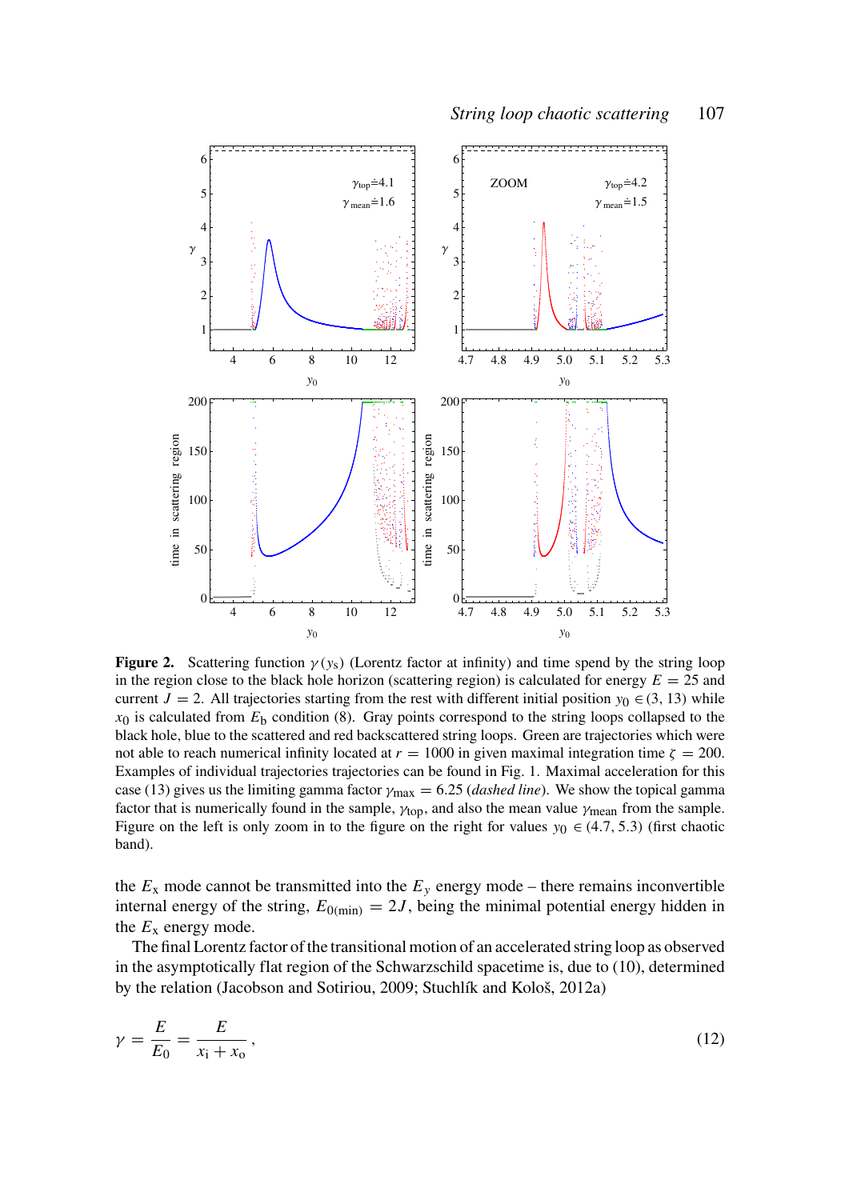**Figure 2.** Scattering function $\gamma(y_s)$ (Lorentz factor at infinity) and time spend by the string loop in the region close to the black hole horizon (scattering region) is calculated for energy $E = 25$ and current $J = 2$. All trajectories starting from the rest with different initial position $y_0 \in (3, 13)$ while $x_0$ is calculated from $E_b$ condition (8). Gray points correspond to the string loops collapsed to the black hole, blue to the scattered and red backscattered string loops. Green are trajectories which were not able to reach numerical infinity located at $r = 1000$ in given maximal integration time $\zeta = 200$. Examples of individual trajectories trajectories can be found in Fig. 1. Maximal acceleration for this case (13) gives us the limiting gamma factor $\gamma_{\max} = 6.25$ (*dashed line*). We show the topical gamma factor that is numerically found in the sample, $\gamma_{\text{top}}$, and also the mean value $\gamma_{\text{mean}}$ from the sample. Figure on the left is only zoom in to the figure on the right for values $y_0 \in (4.7, 5.3)$ (first chaotic band).

the $E_x$ mode cannot be transmitted into the $E_y$ energy mode – there remains inconvertible internal energy of the string, $E_{0(\min)} = 2J$, being the minimal potential energy hidden in the $E_x$ energy mode.

The final Lorentz factor of the transitional motion of an accelerated string loop as observed in the asymptotically flat region of the Schwarzschild spacetime is, due to (10), determined by the relation (Jacobson and Sotiriou, 2009; Stuchlík and Kološ, 2012a)

$$\gamma = \frac{E}{E_0} = \frac{E}{x_i + x_o}, \tag{12}$$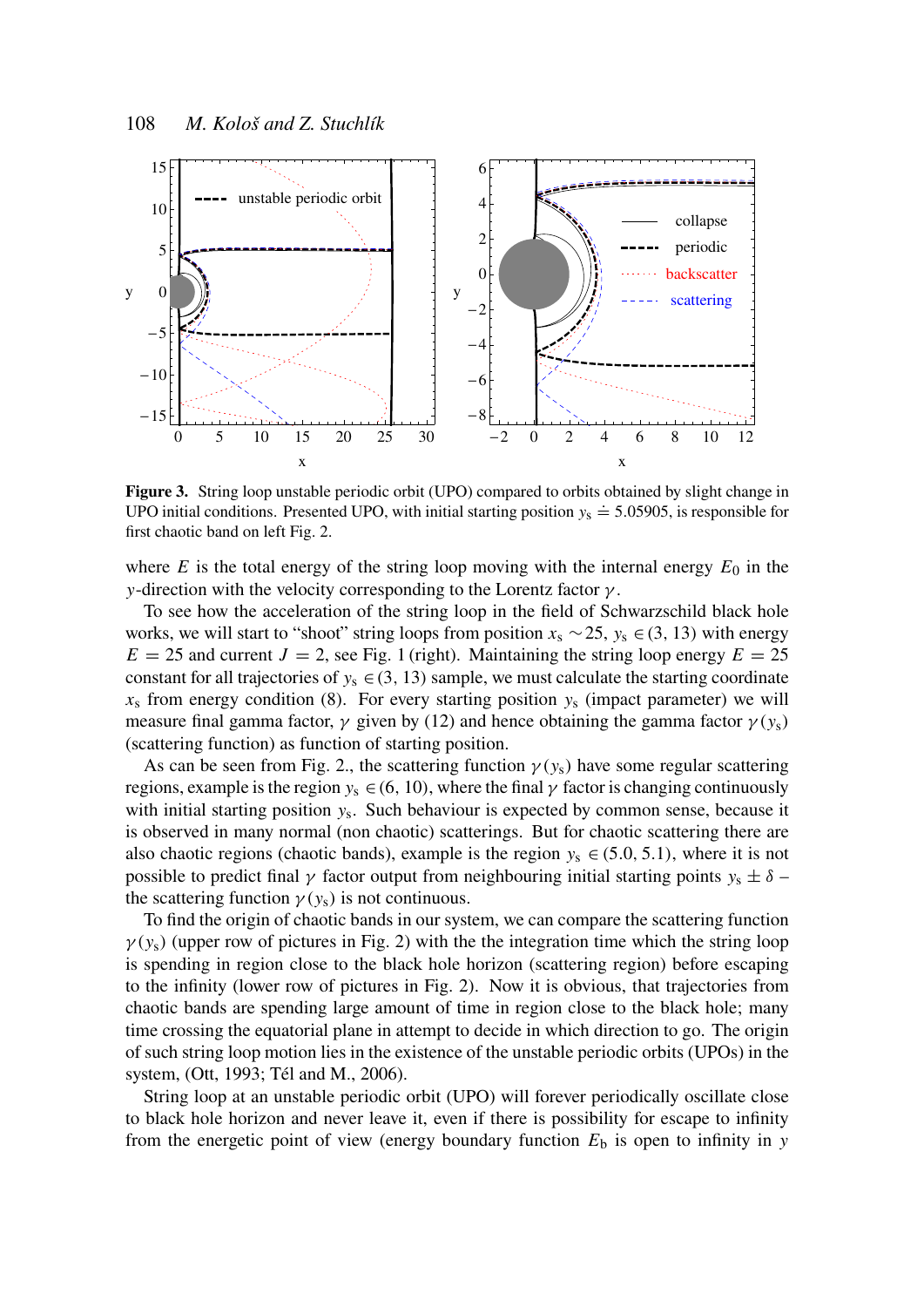**Figure 3.** String loop unstable periodic orbit (UPO) compared to orbits obtained by slight change in UPO initial conditions. Presented UPO, with initial starting position $y_s \doteq 5.05905$, is responsible for first chaotic band on left Fig. 2.

where $E$ is the total energy of the string loop moving with the internal energy $E_0$ in the $y$-direction with the velocity corresponding to the Lorentz factor $\gamma$.

To see how the acceleration of the string loop in the field of Schwarzschild black hole works, we will start to "shoot" string loops from position $x_s \sim 25$, $y_s \in (3, 13)$ with energy $E = 25$ and current $J = 2$, see Fig. 1 (right). Maintaining the string loop energy $E = 25$ constant for all trajectories of $y_s \in (3, 13)$ sample, we must calculate the starting coordinate $x_s$ from energy condition (8). For every starting position $y_s$ (impact parameter) we will measure final gamma factor, $\gamma$ given by (12) and hence obtaining the gamma factor $\gamma(y_s)$ (scattering function) as function of starting position.

As can be seen from Fig. 2., the scattering function $\gamma(y_s)$ have some regular scattering regions, example is the region $y_s \in (6, 10)$, where the final $\gamma$ factor is changing continuously with initial starting position $y_s$. Such behaviour is expected by common sense, because it is observed in many normal (non chaotic) scatterings. But for chaotic scattering there are also chaotic regions (chaotic bands), example is the region $y_s \in (5.0, 5.1)$, where it is not possible to predict final $\gamma$ factor output from neighbouring initial starting points $y_s \pm \delta$ – the scattering function $\gamma(y_s)$ is not continuous.

To find the origin of chaotic bands in our system, we can compare the scattering function $\gamma(y_s)$ (upper row of pictures in Fig. 2) with the the integration time which the string loop is spending in region close to the black hole horizon (scattering region) before escaping to the infinity (lower row of pictures in Fig. 2). Now it is obvious, that trajectories from chaotic bands are spending large amount of time in region close to the black hole; many time crossing the equatorial plane in attempt to decide in which direction to go. The origin of such string loop motion lies in the existence of the unstable periodic orbits (UPOs) in the system, (Ott, 1993; Tél and M., 2006).

String loop at an unstable periodic orbit (UPO) will forever periodically oscillate close to black hole horizon and never leave it, even if there is possibility for escape to infinity from the energetic point of view (energy boundary function $E_b$ is open to infinity in $y$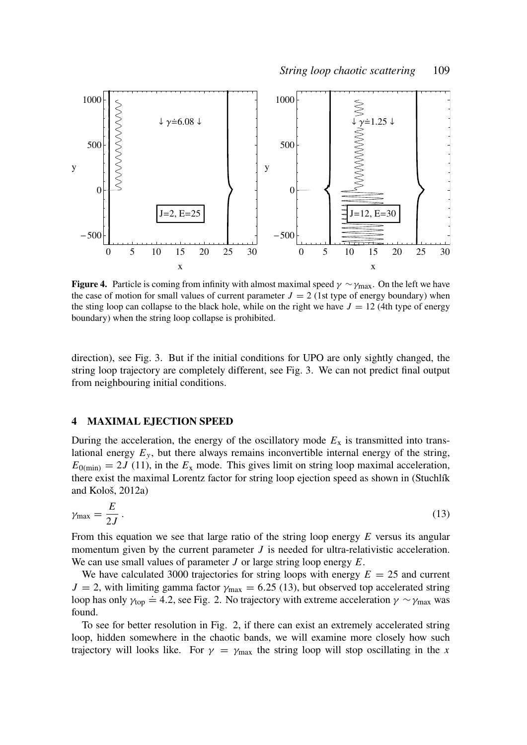**Figure 4.** Particle is coming from infinity with almost maximal speed $\gamma \sim \gamma_{\max}$. On the left we have the case of motion for small values of current parameter $J = 2$ (1st type of energy boundary) when the sting loop can collapse to the black hole, while on the right we have $J = 12$ (4th type of energy boundary) when the string loop collapse is prohibited.

direction), see Fig. 3. But if the initial conditions for UPO are only sightly changed, the string loop trajectory are completely different, see Fig. 3. We can not predict final output from neighbouring initial conditions.

## 4 MAXIMAL EJECTION SPEED

During the acceleration, the energy of the oscillatory mode $E_x$ is transmitted into translational energy $E_y$, but there always remains inconvertible internal energy of the string, $E_{0(\min)} = 2J$ (11), in the $E_x$ mode. This gives limit on string loop maximal acceleration, there exist the maximal Lorentz factor for string loop ejection speed as shown in (Stuchlík and Kološ, 2012a)

$$\gamma_{\max} = \frac{E}{2J}\,. \tag{13}$$

From this equation we see that large ratio of the string loop energy $E$ versus its angular momentum given by the current parameter $J$ is needed for ultra-relativistic acceleration. We can use small values of parameter $J$ or large string loop energy $E$.

We have calculated 3000 trajectories for string loops with energy $E = 25$ and current $J = 2$, with limiting gamma factor $\gamma_{\max} = 6.25$ (13), but observed top accelerated string loop has only $\gamma_{\text{top}} \doteq 4.2$, see Fig. 2. No trajectory with extreme acceleration $\gamma \sim \gamma_{\max}$ was found.

To see for better resolution in Fig. 2, if there can exist an extremely accelerated string loop, hidden somewhere in the chaotic bands, we will examine more closely how such trajectory will looks like. For $\gamma = \gamma_{\max}$ the string loop will stop oscillating in the $x$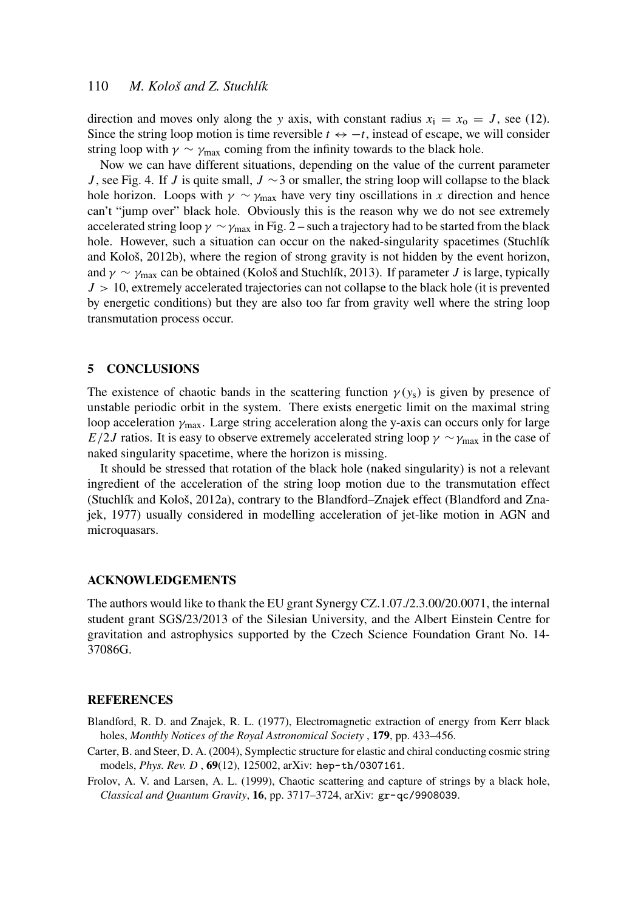direction and moves only along the $y$ axis, with constant radius $x_i = x_o = J$, see (12). Since the string loop motion is time reversible $t \leftrightarrow -t$, instead of escape, we will consider string loop with $\gamma \sim \gamma_{\max}$ coming from the infinity towards to the black hole.

Now we can have different situations, depending on the value of the current parameter $J$, see Fig. 4. If $J$ is quite small, $J \sim 3$ or smaller, the string loop will collapse to the black hole horizon. Loops with $\gamma \sim \gamma_{\max}$ have very tiny oscillations in $x$ direction and hence can't "jump over" black hole. Obviously this is the reason why we do not see extremely accelerated string loop $\gamma \sim \gamma_{\max}$ in Fig. 2 – such a trajectory had to be started from the black hole. However, such a situation can occur on the naked-singularity spacetimes (Stuchlík and Kološ, 2012b), where the region of strong gravity is not hidden by the event horizon, and $\gamma \sim \gamma_{\max}$ can be obtained (Kološ and Stuchlík, 2013). If parameter $J$ is large, typically $J > 10$, extremely accelerated trajectories can not collapse to the black hole (it is prevented by energetic conditions) but they are also too far from gravity well where the string loop transmutation process occur.

## 5 CONCLUSIONS

The existence of chaotic bands in the scattering function $\gamma(y_s)$ is given by presence of unstable periodic orbit in the system. There exists energetic limit on the maximal string loop acceleration $\gamma_{\max}$. Large string acceleration along the y-axis can occurs only for large $E/2J$ ratios. It is easy to observe extremely accelerated string loop $\gamma \sim \gamma_{\max}$ in the case of naked singularity spacetime, where the horizon is missing.

It should be stressed that rotation of the black hole (naked singularity) is not a relevant ingredient of the acceleration of the string loop motion due to the transmutation effect (Stuchlík and Kološ, 2012a), contrary to the Blandford–Znajek effect (Blandford and Znajek, 1977) usually considered in modelling acceleration of jet-like motion in AGN and microquasars.

## ACKNOWLEDGEMENTS

The authors would like to thank the EU grant Synergy CZ.1.07./2.3.00/20.0071, the internal student grant SGS/23/2013 of the Silesian University, and the Albert Einstein Centre for gravitation and astrophysics supported by the Czech Science Foundation Grant No. 14-37086G.

## REFERENCES

Blandford, R. D. and Znajek, R. L. (1977), Electromagnetic extraction of energy from Kerr black holes, *Monthly Notices of the Royal Astronomical Society* , **179**, pp. 433–456.

Carter, B. and Steer, D. A. (2004), Symplectic structure for elastic and chiral conducting cosmic string models, *Phys. Rev. D* , **69**(12), 125002, arXiv: `hep-th/0307161`.

Frolov, A. V. and Larsen, A. L. (1999), Chaotic scattering and capture of strings by a black hole, *Classical and Quantum Gravity*, **16**, pp. 3717–3724, arXiv: `gr-qc/9908039`.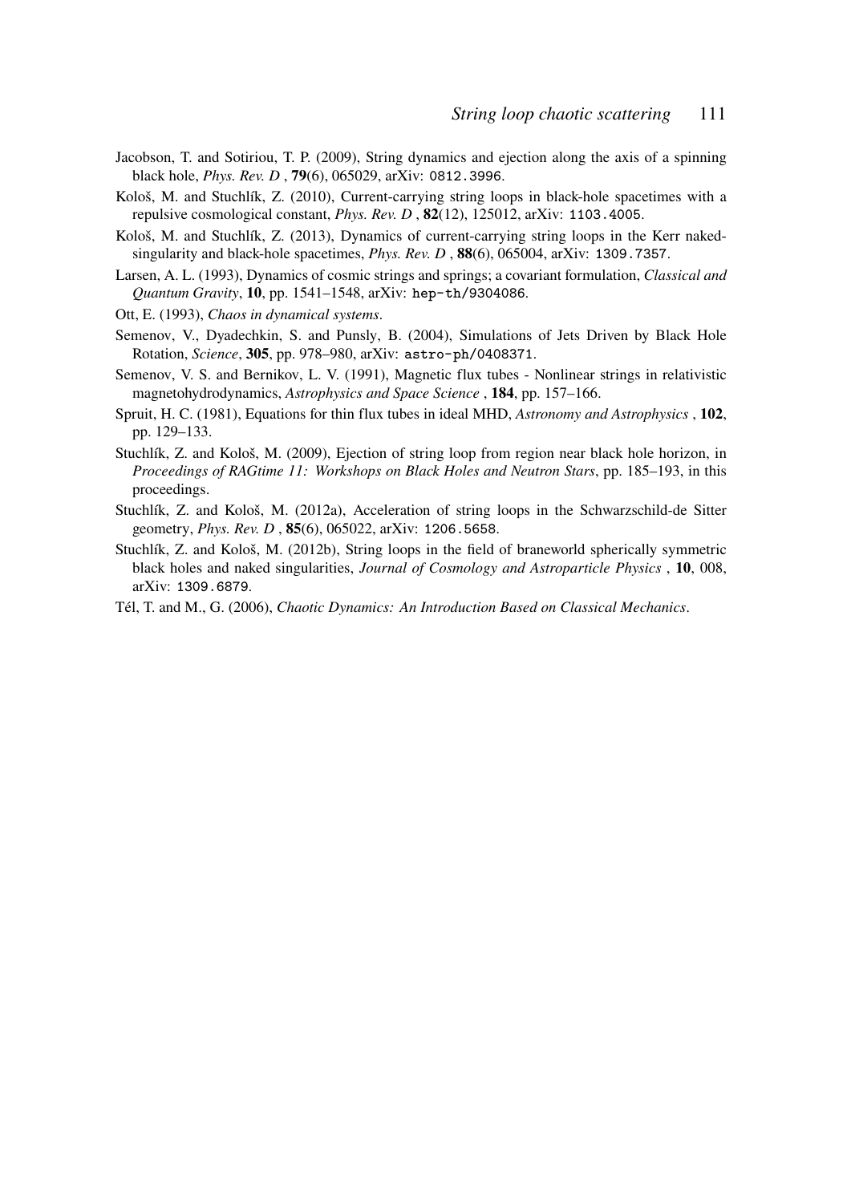Jacobson, T. and Sotiriou, T. P. (2009), String dynamics and ejection along the axis of a spinning black hole, *Phys. Rev. D* , **79**(6), 065029, arXiv: 0812.3996.

Kološ, M. and Stuchlík, Z. (2010), Current-carrying string loops in black-hole spacetimes with a repulsive cosmological constant, *Phys. Rev. D* , **82**(12), 125012, arXiv: 1103.4005.

Kološ, M. and Stuchlík, Z. (2013), Dynamics of current-carrying string loops in the Kerr naked-singularity and black-hole spacetimes, *Phys. Rev. D* , **88**(6), 065004, arXiv: 1309.7357.

Larsen, A. L. (1993), Dynamics of cosmic strings and springs; a covariant formulation, *Classical and Quantum Gravity*, **10**, pp. 1541–1548, arXiv: hep-th/9304086.

Ott, E. (1993), *Chaos in dynamical systems*.

Semenov, V., Dyadechkin, S. and Punsly, B. (2004), Simulations of Jets Driven by Black Hole Rotation, *Science*, **305**, pp. 978–980, arXiv: astro-ph/0408371.

Semenov, V. S. and Bernikov, L. V. (1991), Magnetic flux tubes - Nonlinear strings in relativistic magnetohydrodynamics, *Astrophysics and Space Science* , **184**, pp. 157–166.

Spruit, H. C. (1981), Equations for thin flux tubes in ideal MHD, *Astronomy and Astrophysics* , **102**, pp. 129–133.

Stuchlík, Z. and Kološ, M. (2009), Ejection of string loop from region near black hole horizon, in *Proceedings of RAGtime 11: Workshops on Black Holes and Neutron Stars*, pp. 185–193, in this proceedings.

Stuchlík, Z. and Kološ, M. (2012a), Acceleration of string loops in the Schwarzschild-de Sitter geometry, *Phys. Rev. D* , **85**(6), 065022, arXiv: 1206.5658.

Stuchlík, Z. and Kološ, M. (2012b), String loops in the field of braneworld spherically symmetric black holes and naked singularities, *Journal of Cosmology and Astroparticle Physics* , **10**, 008, arXiv: 1309.6879.

Tél, T. and M., G. (2006), *Chaotic Dynamics: An Introduction Based on Classical Mechanics*.